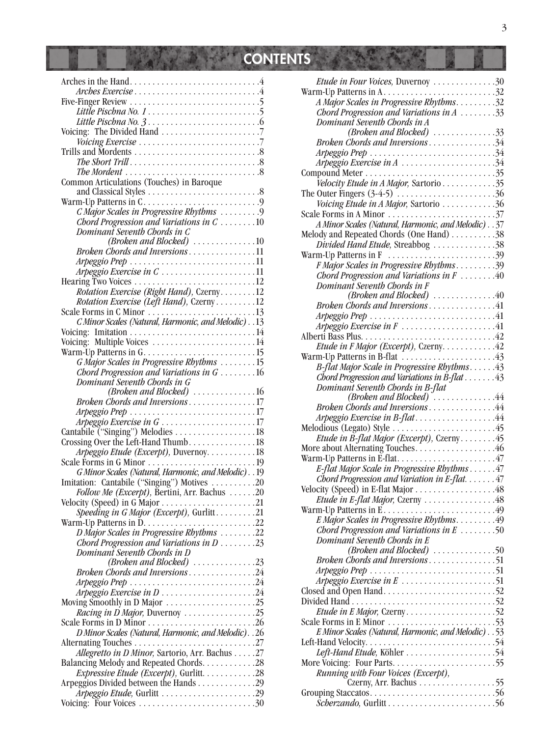# CONTENTS

Arches in the Hand . . . . . . . . . . . . . . . . . . . . . . . . . . . .4
*Arches Exercise* . . . . . . . . . . . . . . . . . . . . . . . . . . .4
Five-Finger Review . . . . . . . . . . . . . . . . . . . . . . . . . . . .5
*Little Pischna No. 1* . . . . . . . . . . . . . . . . . . . . . . . . .5
*Little Pischna No. 3* . . . . . . . . . . . . . . . . . . . . . . . . .6
Voicing: The Divided Hand . . . . . . . . . . . . . . . . . . . . . .7
*Voicing Exercise* . . . . . . . . . . . . . . . . . . . . . . . . . . .7
Trills and Mordents . . . . . . . . . . . . . . . . . . . . . . . . . . .8
*The Short Trill* . . . . . . . . . . . . . . . . . . . . . . . . . . . .8
*The Mordent* . . . . . . . . . . . . . . . . . . . . . . . . . . . . .8
Common Articulations (Touches) in Baroque and Classical Styles . . . . . . . . . . . . . . . . . . . . . . . . .8
Warm-Up Patterns in C . . . . . . . . . . . . . . . . . . . . . . . . .9
*C Major Scales in Progressive Rhythms* . . . . . . . . .9
*Chord Progression and Variations in C* . . . . . . . .10
*Dominant Seventh Chords in C (Broken and Blocked)* . . . . . . . . . . . . . .10
*Broken Chords and Inversions* . . . . . . . . . . . . . . .11
*Arpeggio Prep* . . . . . . . . . . . . . . . . . . . . . . . . . . .11
*Arpeggio Exercise in C* . . . . . . . . . . . . . . . . . . . .11
Hearing Two Voices . . . . . . . . . . . . . . . . . . . . . . . . . .12
*Rotation Exercise (Right Hand),* Czerny . . . . . . . .12
*Rotation Exercise (Left Hand),* Czerny . . . . . . . . .12
Scale Forms in C Minor . . . . . . . . . . . . . . . . . . . . . . .13
*C Minor Scales (Natural, Harmonic, and Melodic)* . .13
Voicing: Imitation . . . . . . . . . . . . . . . . . . . . . . . . . . .14
Voicing: Multiple Voices . . . . . . . . . . . . . . . . . . . . . .14
Warm-Up Patterns in G . . . . . . . . . . . . . . . . . . . . . . . .15
*G Major Scales in Progressive Rhythms* . . . . . . . .15
*Chord Progression and Variations in G* . . . . . . . .16
*Dominant Seventh Chords in G (Broken and Blocked)* . . . . . . . . . . . . . .16
*Broken Chords and Inversions* . . . . . . . . . . . . . . .17
*Arpeggio Prep* . . . . . . . . . . . . . . . . . . . . . . . . . . .17
*Arpeggio Exercise in G* . . . . . . . . . . . . . . . . . . . .17
Cantabile ("Singing") Melodies . . . . . . . . . . . . . . . . . .18
Crossing Over the Left-Hand Thumb . . . . . . . . . . . . . . .18
*Arpeggio Etude (Excerpt),* Duvernoy . . . . . . . . . . .18
Scale Forms in G Minor . . . . . . . . . . . . . . . . . . . . . . .19
*G Minor Scales (Natural, Harmonic, and Melodic)* . .19
Imitation: Cantabile ("Singing") Motives . . . . . . . . . .20
*Follow Me (Excerpt),* Bertini, Arr. Bachus . . . . . .20
Velocity (Speed) in G Major . . . . . . . . . . . . . . . . . . . .21
*Speeding in G Major (Excerpt),* Gurlitt . . . . . . . . .21
Warm-Up Patterns in D . . . . . . . . . . . . . . . . . . . . . . . .22
*D Major Scales in Progressive Rhythms* . . . . . . . .22
*Chord Progression and Variations in D* . . . . . . . .23
*Dominant Seventh Chords in D (Broken and Blocked)* . . . . . . . . . . . . . .23
*Broken Chords and Inversions* . . . . . . . . . . . . . . .24
*Arpeggio Prep* . . . . . . . . . . . . . . . . . . . . . . . . . . .24
*Arpeggio Exercise in D* . . . . . . . . . . . . . . . . . . . .24
Moving Smoothly in D Major . . . . . . . . . . . . . . . . . . .25
*Racing in D Major,* Duvernoy . . . . . . . . . . . . . . . .25
Scale Forms in D Minor . . . . . . . . . . . . . . . . . . . . . . .26
*D Minor Scales (Natural, Harmonic, and Melodic)* . .26
Alternating Touches . . . . . . . . . . . . . . . . . . . . . . . . . .27
*Allegretto in D Minor,* Sartorio, Arr. Bachus . . . . .27
Balancing Melody and Repeated Chords . . . . . . . . . . . .28
*Expressive Etude (Excerpt),* Gurlitt . . . . . . . . . . . .28
Arpeggios Divided between the Hands . . . . . . . . . . . . .29
*Arpeggio Etude,* Gurlitt . . . . . . . . . . . . . . . . . . . . .29
Voicing: Four Voices . . . . . . . . . . . . . . . . . . . . . . . . .30
*Etude in Four Voices,* Duvernoy . . . . . . . . . . . . . .30
Warm-Up Patterns in A . . . . . . . . . . . . . . . . . . . . . . . .32
*A Major Scales in Progressive Rhythms* . . . . . . . . .32
*Chord Progression and Variations in A* . . . . . . . .33
*Dominant Seventh Chords in A (Broken and Blocked)* . . . . . . . . . . . . . .33
*Broken Chords and Inversions* . . . . . . . . . . . . . . .34
*Arpeggio Prep* . . . . . . . . . . . . . . . . . . . . . . . . . . .34
*Arpeggio Exercise in A* . . . . . . . . . . . . . . . . . . . .34
Compound Meter . . . . . . . . . . . . . . . . . . . . . . . . . . . .35
*Velocity Etude in A Major,* Sartorio . . . . . . . . . . . .35
The Outer Fingers (3-4-5) . . . . . . . . . . . . . . . . . . . . .36
*Voicing Etude in A Major,* Sartorio . . . . . . . . . . . .36
Scale Forms in A Minor . . . . . . . . . . . . . . . . . . . . . . .37
*A Minor Scales (Natural, Harmonic, and Melodic)* . .37
Melody and Repeated Chords (One Hand) . . . . . . . . . .38
*Divided Hand Etude,* Streabbog . . . . . . . . . . . . . .38
Warm-Up Patterns in F . . . . . . . . . . . . . . . . . . . . . . . .39
*F Major Scales in Progressive Rhythms* . . . . . . . . .39
*Chord Progression and Variations in F* . . . . . . . .40
*Dominant Seventh Chords in F (Broken and Blocked)* . . . . . . . . . . . . . .40
*Broken Chords and Inversions* . . . . . . . . . . . . . . .41
*Arpeggio Prep* . . . . . . . . . . . . . . . . . . . . . . . . . . .41
*Arpeggio Exercise in F* . . . . . . . . . . . . . . . . . . . .41
Alberti Bass Plus . . . . . . . . . . . . . . . . . . . . . . . . . . . .42
*Etude in F Major (Excerpt),* Czerny . . . . . . . . . . . .42
Warm-Up Patterns in B-flat . . . . . . . . . . . . . . . . . . . .43
*B-flat Major Scale in Progressive Rhythms* . . . . . .43
*Chord Progression and Variations in B-flat* . . . . . . .43
*Dominant Seventh Chords in B-flat (Broken and Blocked)* . . . . . . . . . . . . . .44
*Broken Chords and Inversions* . . . . . . . . . . . . . . .44
*Arpeggio Exercise in B-flat* . . . . . . . . . . . . . . . . . .44
Melodious (Legato) Style . . . . . . . . . . . . . . . . . . . . . .45
*Etude in B-flat Major (Excerpt),* Czerny . . . . . . . .45
More about Alternating Touches . . . . . . . . . . . . . . . . .46
Warm-Up Patterns in E-flat . . . . . . . . . . . . . . . . . . . . .47
*E-flat Major Scale in Progressive Rhythms* . . . . . .47
*Chord Progression and Variation in E-flat* . . . . . . .47
Velocity (Speed) in E-flat Major . . . . . . . . . . . . . . . . .48
*Etude in E-flat Major,* Czerny . . . . . . . . . . . . . . . .48
Warm-Up Patterns in E . . . . . . . . . . . . . . . . . . . . . . . .49
*E Major Scales in Progressive Rhythms* . . . . . . . . .49
*Chord Progression and Variations in E* . . . . . . . .50
*Dominant Seventh Chords in E (Broken and Blocked)* . . . . . . . . . . . . . .50
*Broken Chords and Inversions* . . . . . . . . . . . . . . .51
*Arpeggio Prep* . . . . . . . . . . . . . . . . . . . . . . . . . . .51
*Arpeggio Exercise in E* . . . . . . . . . . . . . . . . . . . .51
Closed and Open Hand . . . . . . . . . . . . . . . . . . . . . . . .52
Divided Hand . . . . . . . . . . . . . . . . . . . . . . . . . . . . . .52
*Etude in E Major,* Czerny . . . . . . . . . . . . . . . . . . .52
Scale Forms in E Minor . . . . . . . . . . . . . . . . . . . . . . .53
*E Minor Scales (Natural, Harmonic, and Melodic)* . .53
Left-Hand Velocity . . . . . . . . . . . . . . . . . . . . . . . . . . .54
*Left-Hand Etude,* Köhler . . . . . . . . . . . . . . . . . . . .54
More Voicing: Four Parts . . . . . . . . . . . . . . . . . . . . . .55
*Running with Four Voices (Excerpt),* Czerny, Arr. Bachus . . . . . . . . . . . . . . . . .55
Grouping Staccatos . . . . . . . . . . . . . . . . . . . . . . . . . . .56
*Scherzando,* Gurlitt . . . . . . . . . . . . . . . . . . . . . . . .56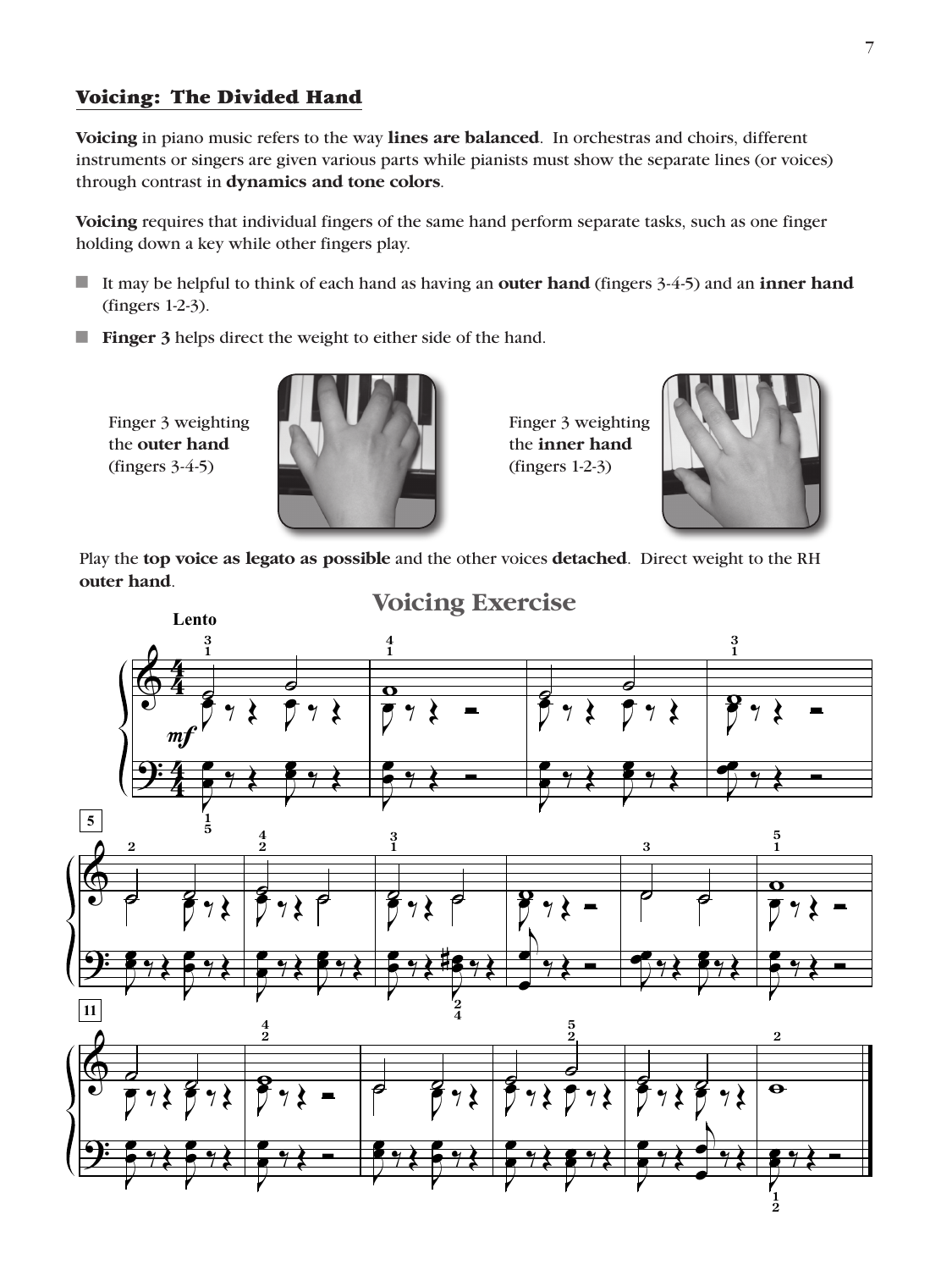## Voicing: The Divided Hand

**Voicing** in piano music refers to the way **lines are balanced**. In orchestras and choirs, different instruments or singers are given various parts while pianists must show the separate lines (or voices) through contrast in **dynamics and tone colors**.

**Voicing** requires that individual fingers of the same hand perform separate tasks, such as one finger holding down a key while other fingers play.

- It may be helpful to think of each hand as having an **outer hand** (fingers 3-4-5) and an **inner hand** (fingers 1-2-3).
- **Finger 3** helps direct the weight to either side of the hand.

Finger 3 weighting the **outer hand** (fingers 3-4-5)

Finger 3 weighting the **inner hand** (fingers 1-2-3)

Play the **top voice as legato as possible** and the other voices **detached**. Direct weight to the RH **outer hand**.

### Voicing Exercise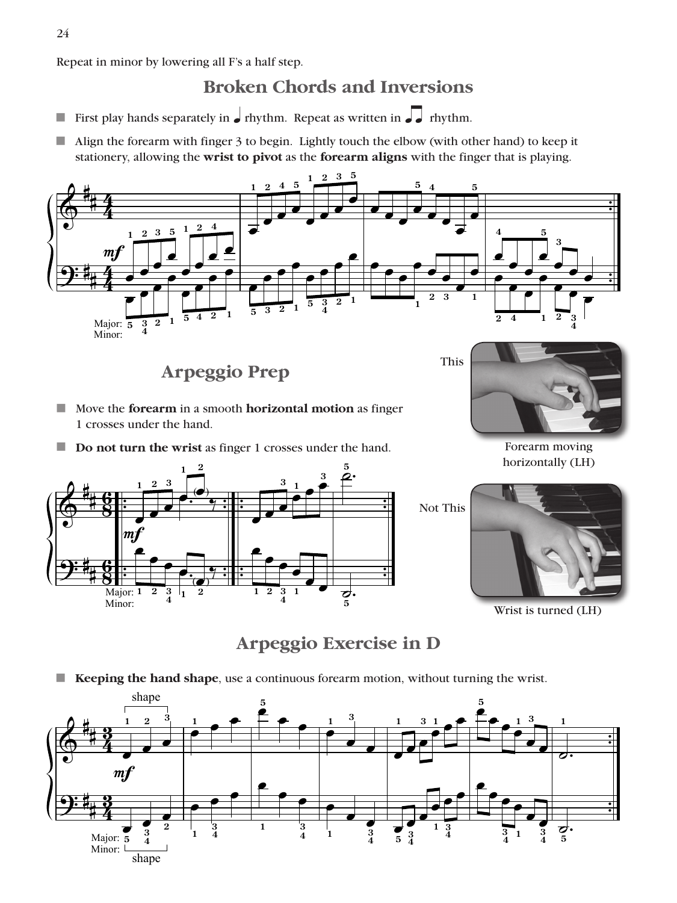Repeat in minor by lowering all F's a half step.

## Broken Chords and Inversions

- First play hands separately in ♩ rhythm. Repeat as written in ♫ rhythm.
- Align the forearm with finger 3 to begin. Lightly touch the elbow (with other hand) to keep it stationery, allowing the **wrist to pivot** as the **forearm aligns** with the finger that is playing.

Major:
Minor:

## Arpeggio Prep

- Move the **forearm** in a smooth **horizontal motion** as finger 1 crosses under the hand.
- **Do not turn the wrist** as finger 1 crosses under the hand.

Major:
Minor:

This

Forearm moving horizontally (LH)

Not This

Wrist is turned (LH)

## Arpeggio Exercise in D

- **Keeping the hand shape**, use a continuous forearm motion, without turning the wrist.

shape

Major:
Minor:

shape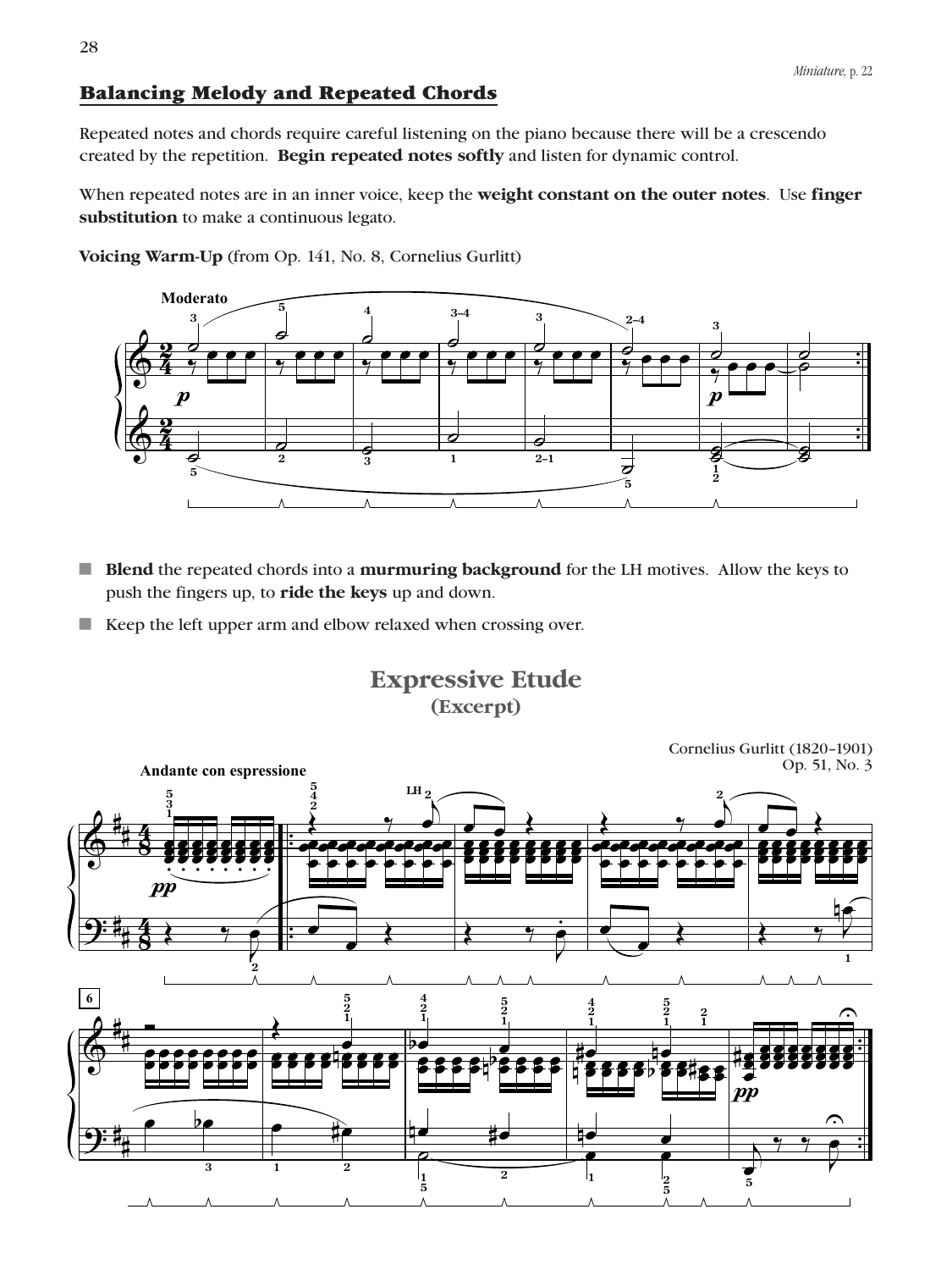*Miniature,* p. 22

## Balancing Melody and Repeated Chords

Repeated notes and chords require careful listening on the piano because there will be a crescendo created by the repetition. **Begin repeated notes softly** and listen for dynamic control.

When repeated notes are in an inner voice, keep the **weight constant on the outer notes**. Use **finger substitution** to make a continuous legato.

**Voicing Warm-Up** (from Op. 141, No. 8, Cornelius Gurlitt)

- **Blend** the repeated chords into a **murmuring background** for the LH motives. Allow the keys to push the fingers up, to **ride the keys** up and down.
- Keep the left upper arm and elbow relaxed when crossing over.

## Expressive Etude
### (Excerpt)

Cornelius Gurlitt (1820–1901)
Op. 51, No. 3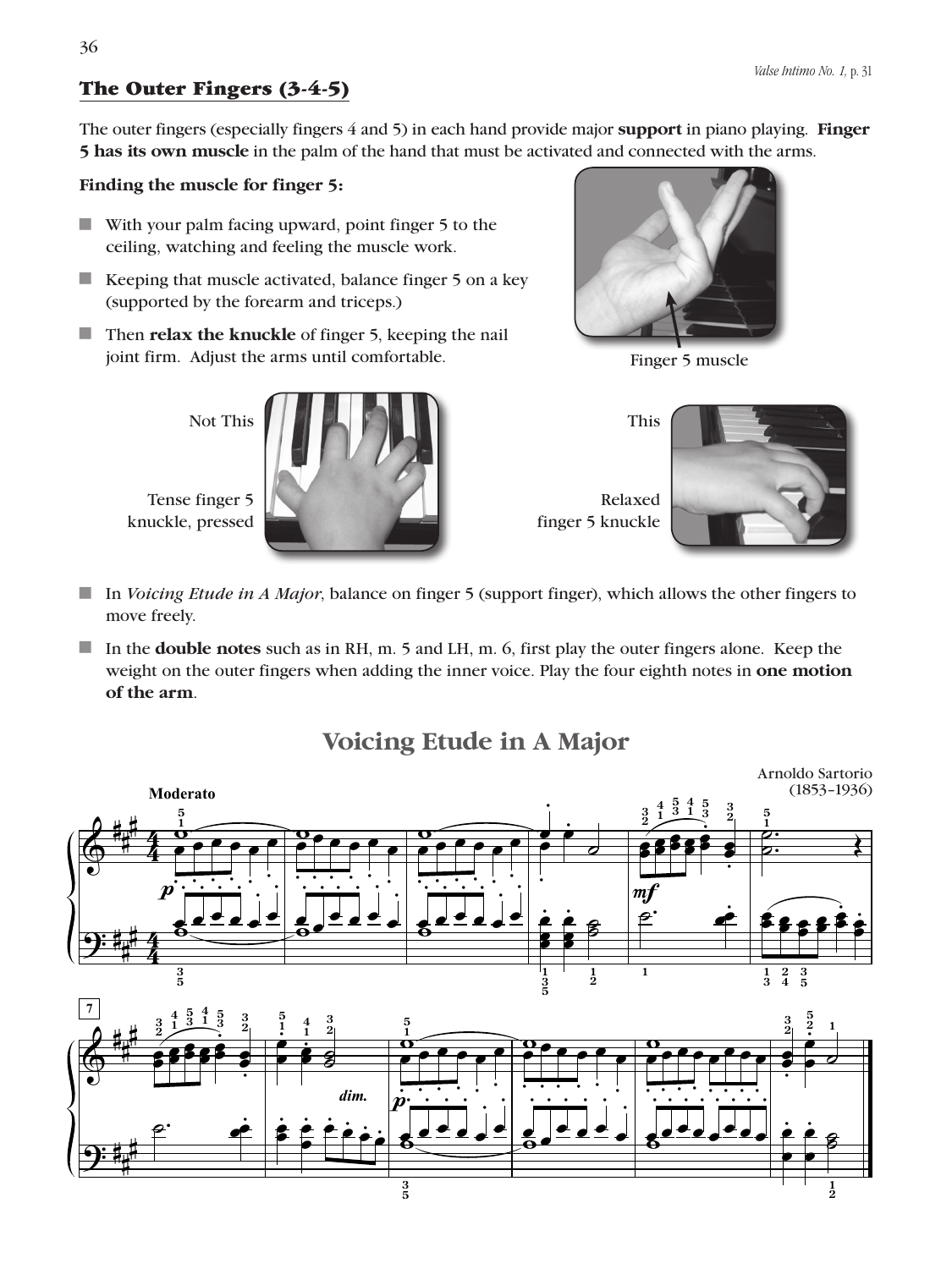*Valse Intimo No. 1,* p. 31

## The Outer Fingers (3-4-5)

The outer fingers (especially fingers 4 and 5) in each hand provide major **support** in piano playing. **Finger 5 has its own muscle** in the palm of the hand that must be activated and connected with the arms.

**Finding the muscle for finger 5:**

- With your palm facing upward, point finger 5 to the ceiling, watching and feeling the muscle work.
- Keeping that muscle activated, balance finger 5 on a key (supported by the forearm and triceps.)
- Then **relax the knuckle** of finger 5, keeping the nail joint firm. Adjust the arms until comfortable.

Finger 5 muscle

Not This

Tense finger 5 knuckle, pressed

This

Relaxed finger 5 knuckle

- In *Voicing Etude in A Major*, balance on finger 5 (support finger), which allows the other fingers to move freely.
- In the **double notes** such as in RH, m. 5 and LH, m. 6, first play the outer fingers alone. Keep the weight on the outer fingers when adding the inner voice. Play the four eighth notes in **one motion of the arm**.

## Voicing Etude in A Major

Arnoldo Sartorio (1853–1936)

Moderato